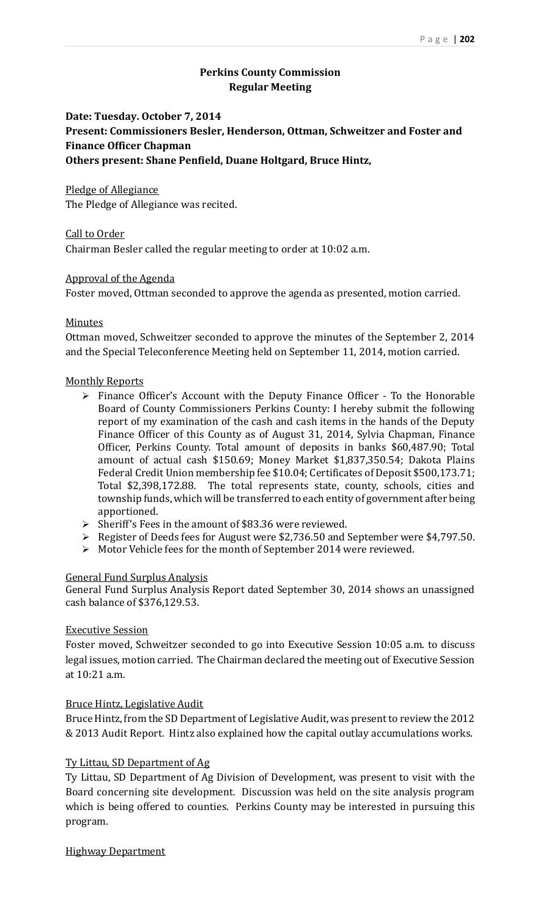# Perkins County Commission
## Regular Meeting

**Date: Tuesday. October 7, 2014**
**Present: Commissioners Besler, Henderson, Ottman, Schweitzer and Foster and Finance Officer Chapman**
**Others present: Shane Penfield, Duane Holtgard, Bruce Hintz,**

Pledge of Allegiance
The Pledge of Allegiance was recited.

Call to Order
Chairman Besler called the regular meeting to order at 10:02 a.m.

Approval of the Agenda
Foster moved, Ottman seconded to approve the agenda as presented, motion carried.

Minutes
Ottman moved, Schweitzer seconded to approve the minutes of the September 2, 2014 and the Special Teleconference Meeting held on September 11, 2014, motion carried.

Monthly Reports

- Finance Officer's Account with the Deputy Finance Officer - To the Honorable Board of County Commissioners Perkins County: I hereby submit the following report of my examination of the cash and cash items in the hands of the Deputy Finance Officer of this County as of August 31, 2014, Sylvia Chapman, Finance Officer, Perkins County. Total amount of deposits in banks $60,487.90; Total amount of actual cash $150.69; Money Market $1,837,350.54; Dakota Plains Federal Credit Union membership fee $10.04; Certificates of Deposit $500,173.71; Total $2,398,172.88. The total represents state, county, schools, cities and township funds, which will be transferred to each entity of government after being apportioned.
- Sheriff's Fees in the amount of $83.36 were reviewed.
- Register of Deeds fees for August were $2,736.50 and September were $4,797.50.
- Motor Vehicle fees for the month of September 2014 were reviewed.

General Fund Surplus Analysis
General Fund Surplus Analysis Report dated September 30, 2014 shows an unassigned cash balance of $376,129.53.

Executive Session
Foster moved, Schweitzer seconded to go into Executive Session 10:05 a.m. to discuss legal issues, motion carried. The Chairman declared the meeting out of Executive Session at 10:21 a.m.

Bruce Hintz, Legislative Audit
Bruce Hintz, from the SD Department of Legislative Audit, was present to review the 2012 & 2013 Audit Report. Hintz also explained how the capital outlay accumulations works.

Ty Littau, SD Department of Ag
Ty Littau, SD Department of Ag Division of Development, was present to visit with the Board concerning site development. Discussion was held on the site analysis program which is being offered to counties. Perkins County may be interested in pursuing this program.

Highway Department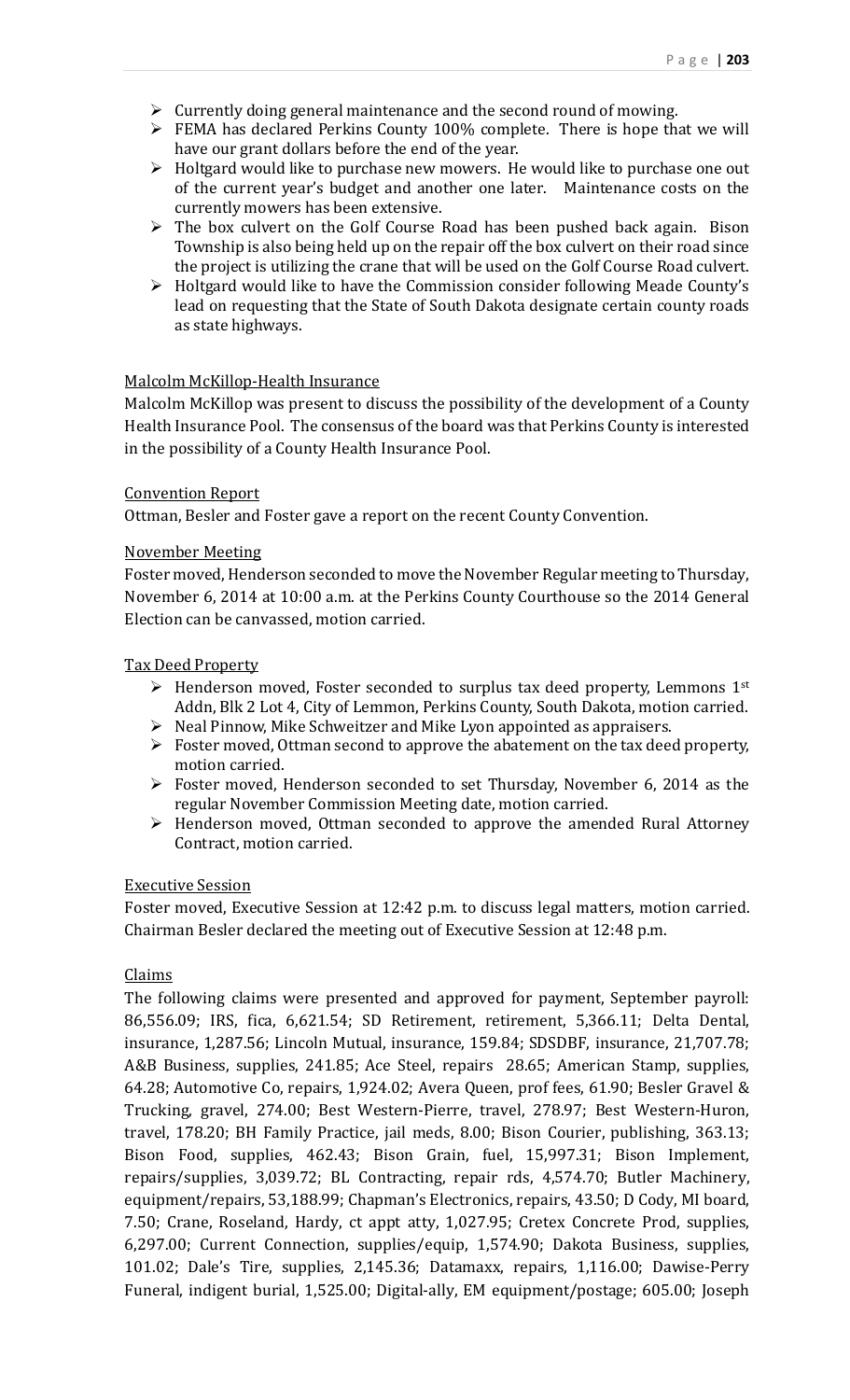- Currently doing general maintenance and the second round of mowing.
- FEMA has declared Perkins County 100% complete. There is hope that we will have our grant dollars before the end of the year.
- Holtgard would like to purchase new mowers. He would like to purchase one out of the current year's budget and another one later. Maintenance costs on the currently mowers has been extensive.
- The box culvert on the Golf Course Road has been pushed back again. Bison Township is also being held up on the repair off the box culvert on their road since the project is utilizing the crane that will be used on the Golf Course Road culvert.
- Holtgard would like to have the Commission consider following Meade County's lead on requesting that the State of South Dakota designate certain county roads as state highways.

Malcolm McKillop-Health Insurance

Malcolm McKillop was present to discuss the possibility of the development of a County Health Insurance Pool. The consensus of the board was that Perkins County is interested in the possibility of a County Health Insurance Pool.

Convention Report

Ottman, Besler and Foster gave a report on the recent County Convention.

November Meeting

Foster moved, Henderson seconded to move the November Regular meeting to Thursday, November 6, 2014 at 10:00 a.m. at the Perkins County Courthouse so the 2014 General Election can be canvassed, motion carried.

Tax Deed Property

- Henderson moved, Foster seconded to surplus tax deed property, Lemmons 1st Addn, Blk 2 Lot 4, City of Lemmon, Perkins County, South Dakota, motion carried.
- Neal Pinnow, Mike Schweitzer and Mike Lyon appointed as appraisers.
- Foster moved, Ottman second to approve the abatement on the tax deed property, motion carried.
- Foster moved, Henderson seconded to set Thursday, November 6, 2014 as the regular November Commission Meeting date, motion carried.
- Henderson moved, Ottman seconded to approve the amended Rural Attorney Contract, motion carried.

Executive Session

Foster moved, Executive Session at 12:42 p.m. to discuss legal matters, motion carried. Chairman Besler declared the meeting out of Executive Session at 12:48 p.m.

Claims

The following claims were presented and approved for payment, September payroll: 86,556.09; IRS, fica, 6,621.54; SD Retirement, retirement, 5,366.11; Delta Dental, insurance, 1,287.56; Lincoln Mutual, insurance, 159.84; SDSDBF, insurance, 21,707.78; A&B Business, supplies, 241.85; Ace Steel, repairs 28.65; American Stamp, supplies, 64.28; Automotive Co, repairs, 1,924.02; Avera Queen, prof fees, 61.90; Besler Gravel & Trucking, gravel, 274.00; Best Western-Pierre, travel, 278.97; Best Western-Huron, travel, 178.20; BH Family Practice, jail meds, 8.00; Bison Courier, publishing, 363.13; Bison Food, supplies, 462.43; Bison Grain, fuel, 15,997.31; Bison Implement, repairs/supplies, 3,039.72; BL Contracting, repair rds, 4,574.70; Butler Machinery, equipment/repairs, 53,188.99; Chapman's Electronics, repairs, 43.50; D Cody, MI board, 7.50; Crane, Roseland, Hardy, ct appt atty, 1,027.95; Cretex Concrete Prod, supplies, 6,297.00; Current Connection, supplies/equip, 1,574.90; Dakota Business, supplies, 101.02; Dale's Tire, supplies, 2,145.36; Datamaxx, repairs, 1,116.00; Dawise-Perry Funeral, indigent burial, 1,525.00; Digital-ally, EM equipment/postage; 605.00; Joseph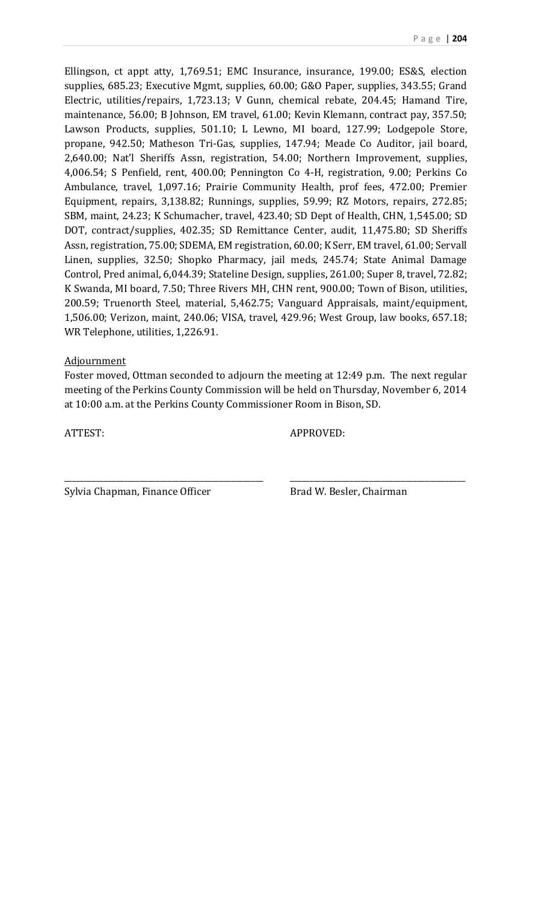Ellingson, ct appt atty, 1,769.51; EMC Insurance, insurance, 199.00; ES&S, election supplies, 685.23; Executive Mgmt, supplies, 60.00; G&O Paper, supplies, 343.55; Grand Electric, utilities/repairs, 1,723.13; V Gunn, chemical rebate, 204.45; Hamand Tire, maintenance, 56.00; B Johnson, EM travel, 61.00; Kevin Klemann, contract pay, 357.50; Lawson Products, supplies, 501.10; L Lewno, MI board, 127.99; Lodgepole Store, propane, 942.50; Matheson Tri-Gas, supplies, 147.94; Meade Co Auditor, jail board, 2,640.00; Nat'l Sheriffs Assn, registration, 54.00; Northern Improvement, supplies, 4,006.54; S Penfield, rent, 400.00; Pennington Co 4-H, registration, 9.00; Perkins Co Ambulance, travel, 1,097.16; Prairie Community Health, prof fees, 472.00; Premier Equipment, repairs, 3,138.82; Runnings, supplies, 59.99; RZ Motors, repairs, 272.85; SBM, maint, 24.23; K Schumacher, travel, 423.40; SD Dept of Health, CHN, 1,545.00; SD DOT, contract/supplies, 402.35; SD Remittance Center, audit, 11,475.80; SD Sheriffs Assn, registration, 75.00; SDEMA, EM registration, 60.00; K Serr, EM travel, 61.00; Servall Linen, supplies, 32.50; Shopko Pharmacy, jail meds, 245.74; State Animal Damage Control, Pred animal, 6,044.39; Stateline Design, supplies, 261.00; Super 8, travel, 72.82; K Swanda, MI board, 7.50; Three Rivers MH, CHN rent, 900.00; Town of Bison, utilities, 200.59; Truenorth Steel, material, 5,462.75; Vanguard Appraisals, maint/equipment, 1,506.00; Verizon, maint, 240.06; VISA, travel, 429.96; West Group, law books, 657.18; WR Telephone, utilities, 1,226.91.

Adjournment

Foster moved, Ottman seconded to adjourn the meeting at 12:49 p.m. The next regular meeting of the Perkins County Commission will be held on Thursday, November 6, 2014 at 10:00 a.m. at the Perkins County Commissioner Room in Bison, SD.

ATTEST: APPROVED:

\_\_\_\_\_\_\_\_\_\_\_\_\_\_\_\_\_\_\_\_\_\_\_\_\_\_\_\_\_\_\_\_ \_\_\_\_\_\_\_\_\_\_\_\_\_\_\_\_\_\_\_\_\_\_\_\_\_\_\_\_\_\_\_\_

Sylvia Chapman, Finance Officer Brad W. Besler, Chairman